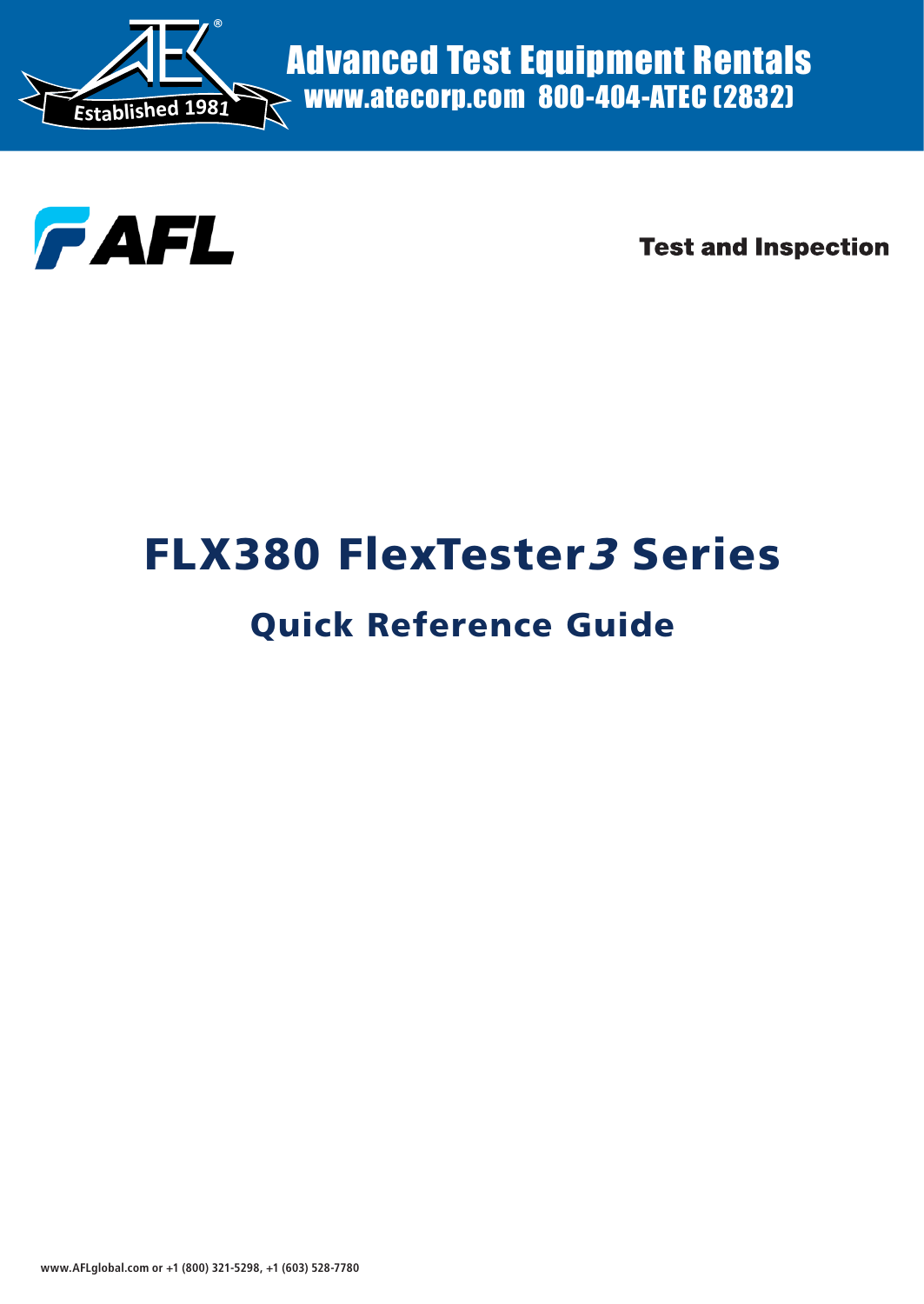Advanced Test Equipment Rentals
www.atecorp.com 800-404-ATEC (2832)

Established 1981

AFL

Test and Inspection

# FLX380 FlexTester*3* Series

## Quick Reference Guide

www.AFLglobal.com or +1 (800) 321-5298, +1 (603) 528-7780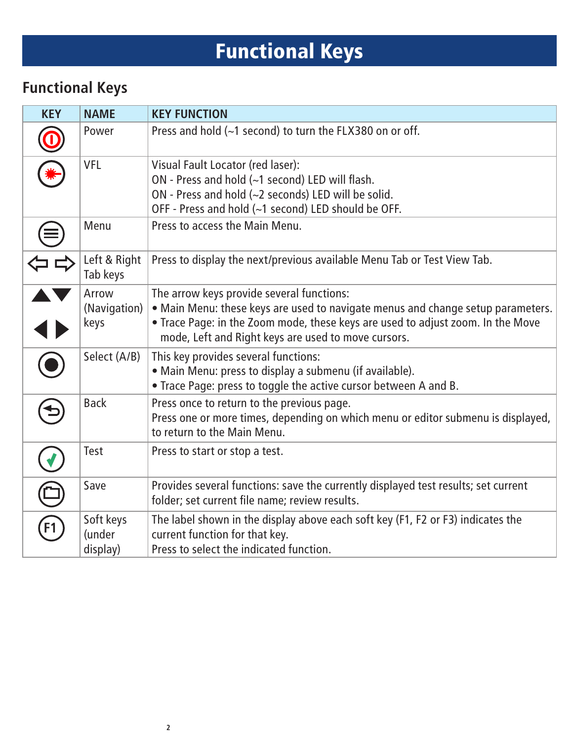# Functional Keys

## Functional Keys

| KEY | NAME | KEY FUNCTION |
| --- | --- | --- |
| | Power | Press and hold (~1 second) to turn the FLX380 on or off. |
| | VFL | Visual Fault Locator (red laser):<br>ON - Press and hold (~1 second) LED will flash.<br>ON - Press and hold (~2 seconds) LED will be solid.<br>OFF - Press and hold (~1 second) LED should be OFF. |
| | Menu | Press to access the Main Menu. |
| | Left & Right Tab keys | Press to display the next/previous available Menu Tab or Test View Tab. |
| | Arrow (Navigation) keys | The arrow keys provide several functions:<br>• Main Menu: these keys are used to navigate menus and change setup parameters.<br>• Trace Page: in the Zoom mode, these keys are used to adjust zoom. In the Move mode, Left and Right keys are used to move cursors. |
| | Select (A/B) | This key provides several functions:<br>• Main Menu: press to display a submenu (if available).<br>• Trace Page: press to toggle the active cursor between A and B. |
| | Back | Press once to return to the previous page.<br>Press one or more times, depending on which menu or editor submenu is displayed, to return to the Main Menu. |
| | Test | Press to start or stop a test. |
| | Save | Provides several functions: save the currently displayed test results; set current folder; set current file name; review results. |
| F1 | Soft keys (under display) | The label shown in the display above each soft key (F1, F2 or F3) indicates the current function for that key.<br>Press to select the indicated function. |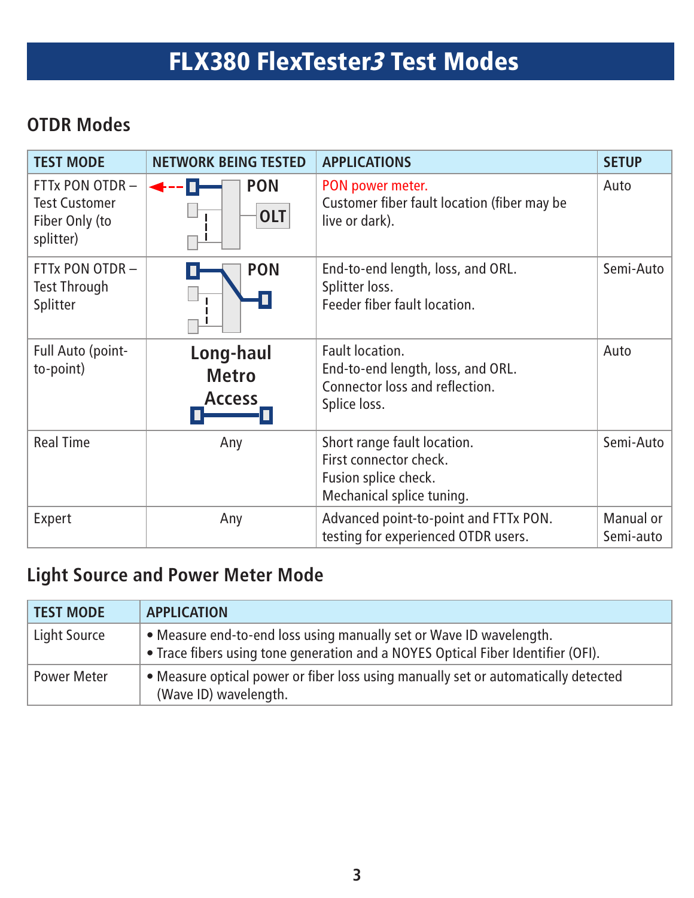# FLX380 FlexTester*3* Test Modes

## OTDR Modes

| TEST MODE | NETWORK BEING TESTED | APPLICATIONS | SETUP |
|---|---|---|---|
| FTTx PON OTDR – Test Customer Fiber Only (to splitter) | PON OLT | PON power meter.<br>Customer fiber fault location (fiber may be live or dark). | Auto |
| FTTx PON OTDR – Test Through Splitter | PON | End-to-end length, loss, and ORL.<br>Splitter loss.<br>Feeder fiber fault location. | Semi-Auto |
| Full Auto (point-to-point) | Long-haul<br>Metro<br>Access | Fault location.<br>End-to-end length, loss, and ORL.<br>Connector loss and reflection.<br>Splice loss. | Auto |
| Real Time | Any | Short range fault location.<br>First connector check.<br>Fusion splice check.<br>Mechanical splice tuning. | Semi-Auto |
| Expert | Any | Advanced point-to-point and FTTx PON.<br>testing for experienced OTDR users. | Manual or Semi-auto |

## Light Source and Power Meter Mode

| TEST MODE | APPLICATION |
|---|---|
| Light Source | • Measure end-to-end loss using manually set or Wave ID wavelength.<br>• Trace fibers using tone generation and a NOYES Optical Fiber Identifier (OFI). |
| Power Meter | • Measure optical power or fiber loss using manually set or automatically detected (Wave ID) wavelength. |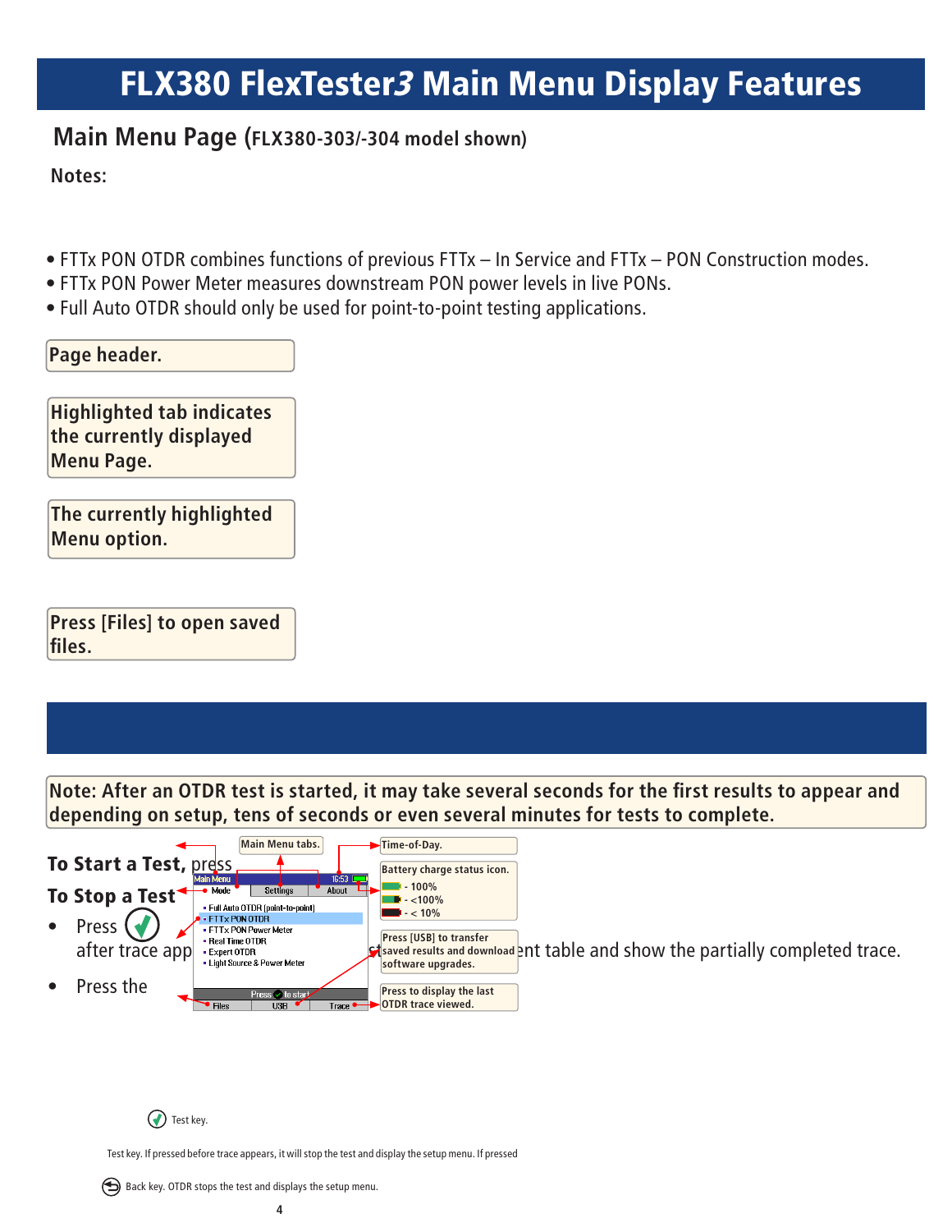# FLX380 FlexTester*3* Main Menu Display Features

## Main Menu Page (FLX380-303/-304 model shown)

**Notes:**

- FTTx PON OTDR combines functions of previous FTTx – In Service and FTTx – PON Construction modes.
- FTTx PON Power Meter measures downstream PON power levels in live PONs.
- Full Auto OTDR should only be used for point-to-point testing applications.

**Page header.**

**Highlighted tab indicates the currently displayed Menu Page.**

**The currently highlighted Menu option.**

**Press [Files] to open saved files.**

**Note: After an OTDR test is started, it may take several seconds for the first results to appear and depending on setup, tens of seconds or even several minutes for tests to complete.**

**Main Menu tabs.**

**Time-of-Day.**

**Battery charge status icon.**
- 100%
- <100%
- < 10%

**Press [USB] to transfer saved results and download software upgrades.**

**Press to display the last OTDR trace viewed.**

Main Menu 16:53
Mode | Settings | About
- Full Auto OTDR (point-to-point)
- FTTx PON OTDR
- FTTx PON Power Meter
- Real Time OTDR
- Expert OTDR
- Light Source & Power Meter

Press to start
Files | USB | Trace

**To Start a Test,** press

**To Stop a Test**

- Press after trace app... ent table and show the partially completed trace.
- Press the

Test key.

Test key. If pressed before trace appears, it will stop the test and display the setup menu. If pressed

Back key. OTDR stops the test and displays the setup menu.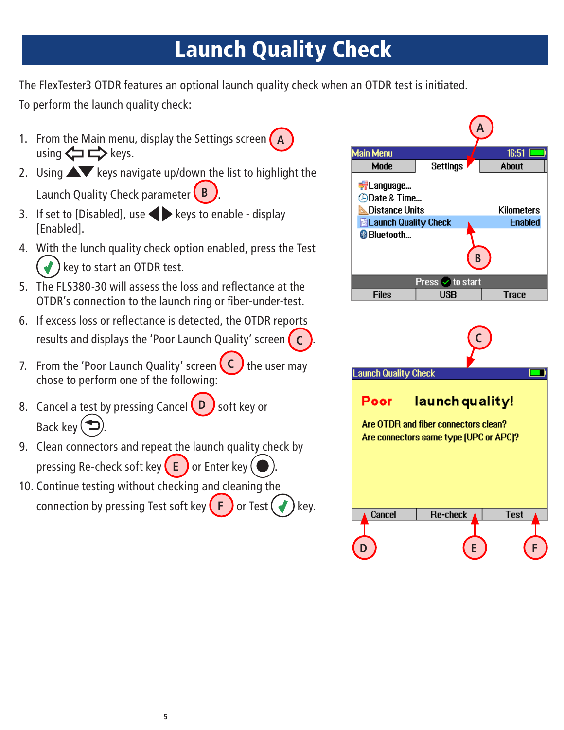# Launch Quality Check

The FlexTester3 OTDR features an optional launch quality check when an OTDR test is initiated.

To perform the launch quality check:

1. From the Main menu, display the Settings screen (A) using ⇦ ⇨ keys.
2. Using ▲▼ keys navigate up/down the list to highlight the Launch Quality Check parameter (B).
3. If set to [Disabled], use ◀ ▶ keys to enable - display [Enabled].
4. With the lunch quality check option enabled, press the Test ✓ key to start an OTDR test.
5. The FLS380-30 will assess the loss and reflectance at the OTDR's connection to the launch ring or fiber-under-test.
6. If excess loss or reflectance is detected, the OTDR reports results and displays the 'Poor Launch Quality' screen (C).
7. From the 'Poor Launch Quality' screen (C) the user may chose to perform one of the following:
8. Cancel a test by pressing Cancel (D) soft key or Back key.
9. Clean connectors and repeat the launch quality check by pressing Re-check soft key (E) or Enter key.
10. Continue testing without checking and cleaning the connection by pressing Test soft key (F) or Test ✓ key.

Main Menu 16:51

| Mode | Settings | About |
|---|---|---|

- Language...
- Date & Time...
- Distance Units — Kilometers
- Launch Quality Check — Enabled
- Bluetooth...

Press ✓ to start

| Files | USB | Trace |
|---|---|---|

Launch Quality Check

**Poor launch quality!**

Are OTDR and fiber connectors clean?
Are connectors same type (UPC or APC)?

| Cancel | Re-check | Test |
|---|---|---|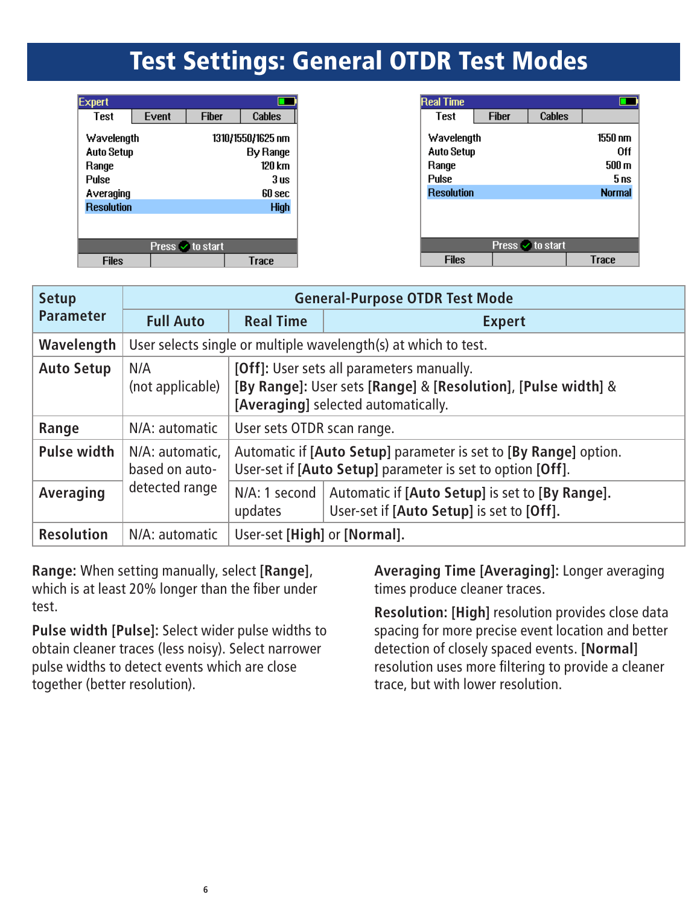# Test Settings: General OTDR Test Modes

| Expert | |
|---|---|
| Test | Event / Fiber / Cables |
| Wavelength | 1310/1550/1625 nm |
| Auto Setup | By Range |
| Range | 120 km |
| Pulse | 3 us |
| Averaging | 60 sec |
| Resolution | High |

Press ✓ to start

Files | Trace

| Real Time | |
|---|---|
| Test | Fiber / Cables |
| Wavelength | 1550 nm |
| Auto Setup | Off |
| Range | 500 m |
| Pulse | 5 ns |
| Resolution | Normal |

Press ✓ to start

Files | Trace

| Setup Parameter | General-Purpose OTDR Test Mode | | | |
|---|---|---|---|---|
| | Full Auto | Real Time | Expert | |
| **Wavelength** | User selects single or multiple wavelength(s) at which to test. | | | |
| **Auto Setup** | N/A (not applicable) | **[Off]:** User sets all parameters manually. **[By Range]:** User sets **[Range]** & **[Resolution]**, **[Pulse width]** & **[Averaging]** selected automatically. | | |
| **Range** | N/A: automatic | User sets OTDR scan range. | | |
| **Pulse width** | N/A: automatic, based on auto-detected range | Automatic if **[Auto Setup]** parameter is set to **[By Range]** option. User-set if **[Auto Setup]** parameter is set to option **[Off]**. | | |
| **Averaging** | N/A: automatic, based on auto-detected range | N/A: 1 second updates | Automatic if **[Auto Setup]** is set to **[By Range]**. User-set if **[Auto Setup]** is set to **[Off]**. | |
| **Resolution** | N/A: automatic | User-set **[High]** or **[Normal]**. | | |

**Range:** When setting manually, select **[Range]**, which is at least 20% longer than the fiber under test.

**Pulse width [Pulse]:** Select wider pulse widths to obtain cleaner traces (less noisy). Select narrower pulse widths to detect events which are close together (better resolution).

**Averaging Time [Averaging]:** Longer averaging times produce cleaner traces.

**Resolution: [High]** resolution provides close data spacing for more precise event location and better detection of closely spaced events. **[Normal]** resolution uses more filtering to provide a cleaner trace, but with lower resolution.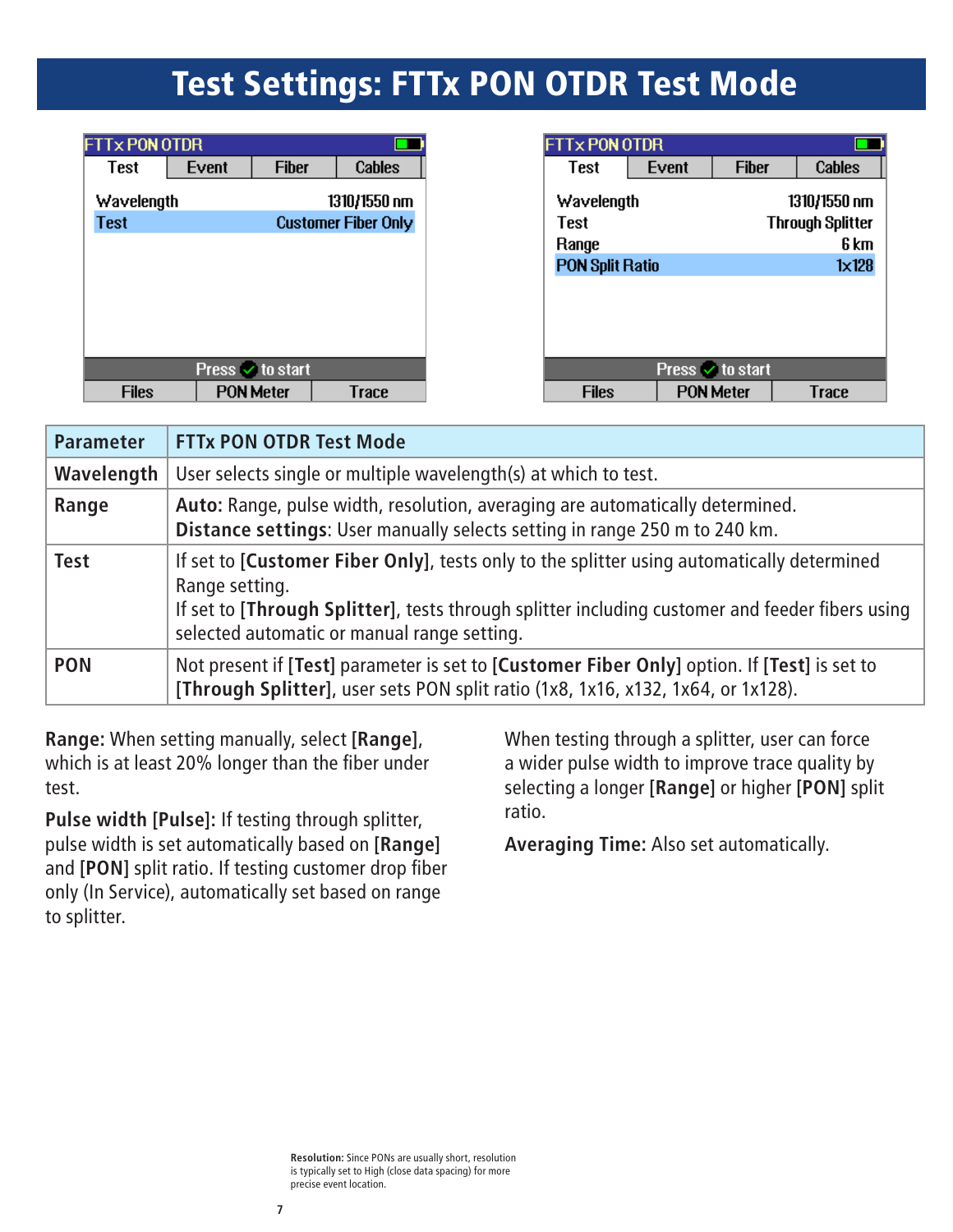# Test Settings: FTTx PON OTDR Test Mode

| FTTx PON OTDR | |
|---|---|
| Test / Event / Fiber / Cables | |
| Wavelength | 1310/1550 nm |
| Test | Customer Fiber Only |
| Press ✓ to start | |
| Files / PON Meter / Trace | |

| FTTx PON OTDR | |
|---|---|
| Test / Event / Fiber / Cables | |
| Wavelength | 1310/1550 nm |
| Test | Through Splitter |
| Range | 6 km |
| PON Split Ratio | 1x128 |
| Press ✓ to start | |
| Files / PON Meter / Trace | |

| Parameter | FTTx PON OTDR Test Mode |
|---|---|
| Wavelength | User selects single or multiple wavelength(s) at which to test. |
| Range | **Auto:** Range, pulse width, resolution, averaging are automatically determined.<br>**Distance settings**: User manually selects setting in range 250 m to 240 km. |
| Test | If set to **[Customer Fiber Only]**, tests only to the splitter using automatically determined Range setting.<br>If set to **[Through Splitter]**, tests through splitter including customer and feeder fibers using selected automatic or manual range setting. |
| PON | Not present if **[Test]** parameter is set to **[Customer Fiber Only]** option. If **[Test]** is set to **[Through Splitter]**, user sets PON split ratio (1x8, 1x16, x132, 1x64, or 1x128). |

**Range:** When setting manually, select **[Range]**, which is at least 20% longer than the fiber under test.

**Pulse width [Pulse]:** If testing through splitter, pulse width is set automatically based on **[Range]** and **[PON]** split ratio. If testing customer drop fiber only (In Service), automatically set based on range to splitter.

When testing through a splitter, user can force a wider pulse width to improve trace quality by selecting a longer **[Range]** or higher **[PON]** split ratio.

**Averaging Time:** Also set automatically.

**Resolution:** Since PONs are usually short, resolution is typically set to High (close data spacing) for more precise event location.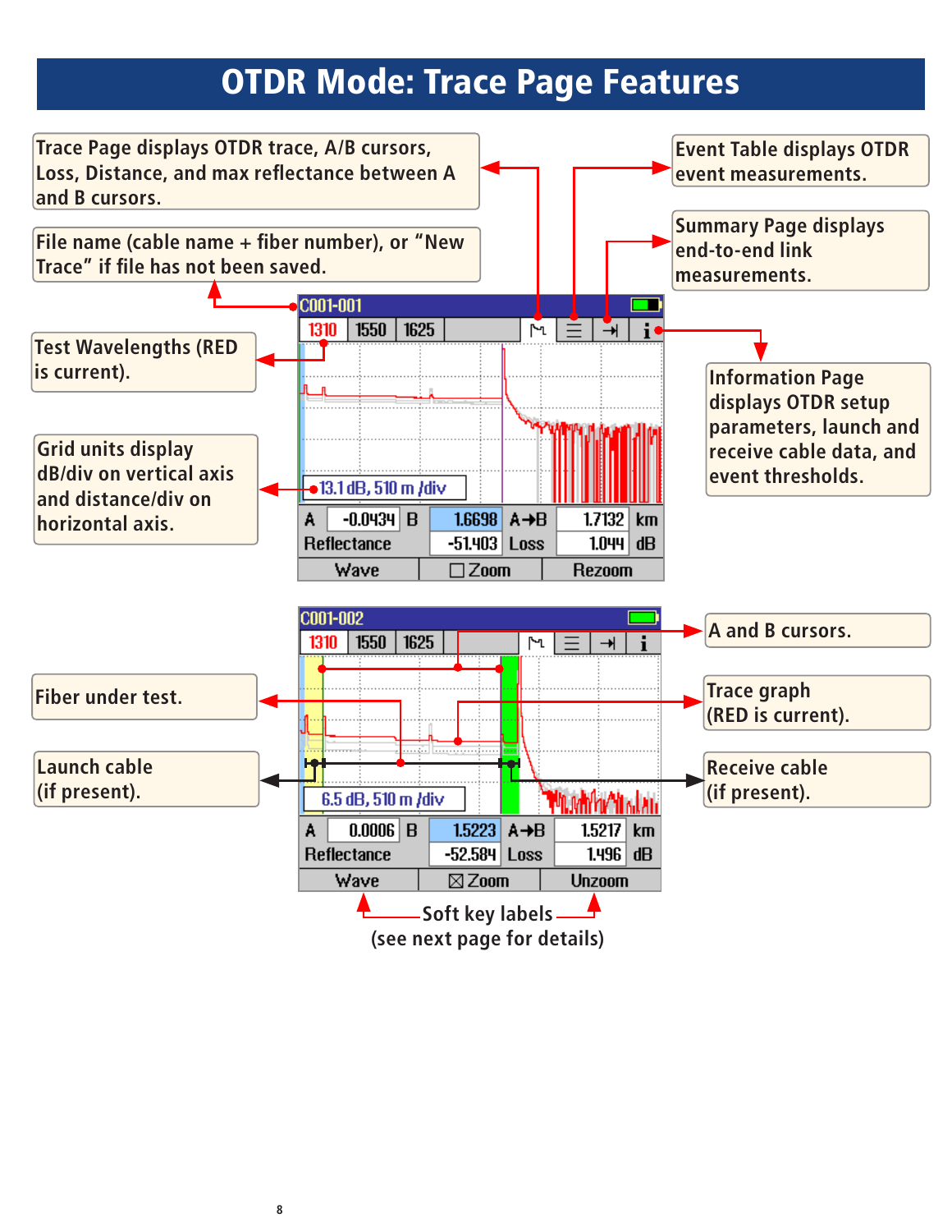# OTDR Mode: Trace Page Features

Trace Page displays OTDR trace, A/B cursors, Loss, Distance, and max reflectance between A and B cursors.

File name (cable name + fiber number), or "New Trace" if file has not been saved.

Test Wavelengths (RED is current).

Grid units display dB/div on vertical axis and distance/div on horizontal axis.

Event Table displays OTDR event measurements.

Summary Page displays end-to-end link measurements.

Information Page displays OTDR setup parameters, launch and receive cable data, and event thresholds.

C001-001

1310 | 1550 | 1625

13.1 dB, 510 m /div

| A | -0.0434 | B | 1.6698 | A→B | 1.7132 | km |
|---|---|---|---|---|---|---|
| Reflectance | | | -51.403 | Loss | 1.044 | dB |

Wave | ☐ Zoom | Rezoom

C001-002

1310 | 1550 | 1625

6.5 dB, 510 m /div

| A | 0.0006 | B | 1.5223 | A→B | 1.5217 | km |
|---|---|---|---|---|---|---|
| Reflectance | | | -52.584 | Loss | 1.496 | dB |

Wave | ☒ Zoom | Unzoom

A and B cursors.

Fiber under test.

Trace graph (RED is current).

Launch cable (if present).

Receive cable (if present).

Soft key labels (see next page for details)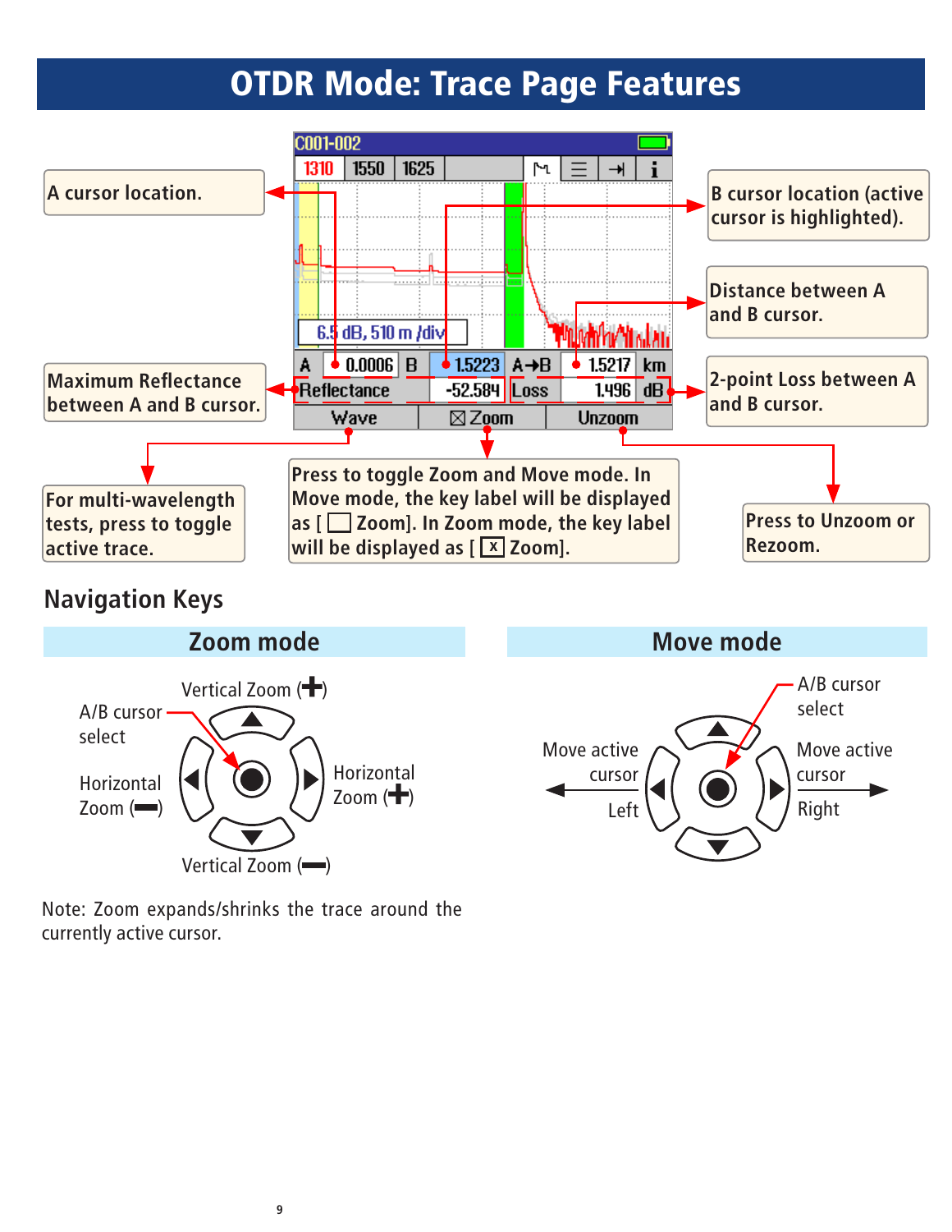# OTDR Mode: Trace Page Features

A cursor location.

B cursor location (active cursor is highlighted).

Distance between A and B cursor.

Maximum Reflectance between A and B cursor.

2-point Loss between A and B cursor.

For multi-wavelength tests, press to toggle active trace.

Press to toggle Zoom and Move mode. In Move mode, the key label will be displayed as [ ☐ Zoom]. In Zoom mode, the key label will be displayed as [ ☒ Zoom].

Press to Unzoom or Rezoom.

## Navigation Keys

### Zoom mode

- Vertical Zoom (+)
- A/B cursor select
- Horizontal Zoom (−)
- Horizontal Zoom (+)
- Vertical Zoom (−)

### Move mode

- A/B cursor select
- Move active cursor Left
- Move active cursor Right

Note: Zoom expands/shrinks the trace around the currently active cursor.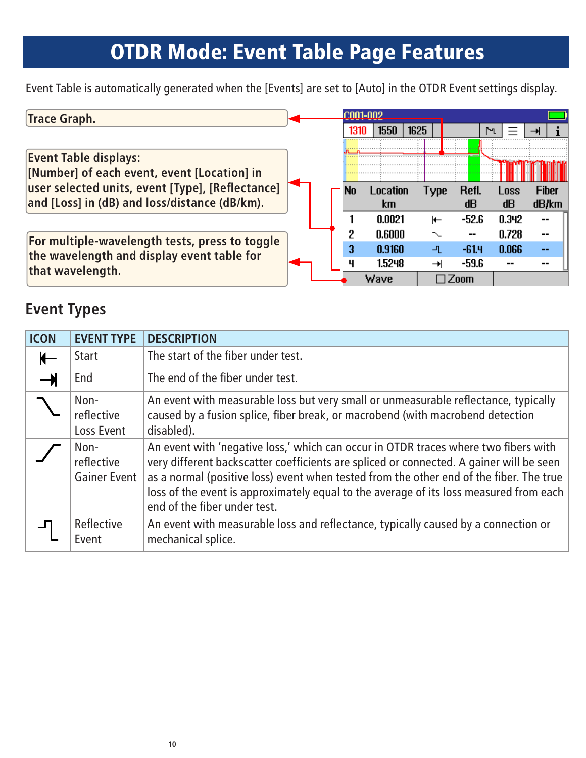# OTDR Mode: Event Table Page Features

Event Table is automatically generated when the [Events] are set to [Auto] in the OTDR Event settings display.

**Trace Graph.**

**Event Table displays:**
**[Number] of each event, event [Location] in user selected units, event [Type], [Reflectance] and [Loss] in (dB) and loss/distance (dB/km).**

**For multiple-wavelength tests, press to toggle the wavelength and display event table for that wavelength.**

| No | Location km | Type | Refl. dB | Loss dB | Fiber dB/km |
|---|---|---|---|---|---|
| 1 | 0.0021 | ⇤ | -52.6 | 0.342 | -- |
| 2 | 0.6000 | ⌄ | -- | 0.728 | -- |
| 3 | 0.9160 | ⎍ | -61.4 | 0.066 | -- |
| 4 | 1.5248 | ⇥ | -59.6 | -- | -- |

## Event Types

| ICON | EVENT TYPE | DESCRIPTION |
|---|---|---|
| ⇤ | Start | The start of the fiber under test. |
| ⇥ | End | The end of the fiber under test. |
| ⌄ | Non-reflective Loss Event | An event with measurable loss but very small or unmeasurable reflectance, typically caused by a fusion splice, fiber break, or macrobend (with macrobend detection disabled). |
| ⌃ | Non-reflective Gainer Event | An event with 'negative loss,' which can occur in OTDR traces where two fibers with very different backscatter coefficients are spliced or connected. A gainer will be seen as a normal (positive loss) event when tested from the other end of the fiber. The true loss of the event is approximately equal to the average of its loss measured from each end of the fiber under test. |
| ⎍ | Reflective Event | An event with measurable loss and reflectance, typically caused by a connection or mechanical splice. |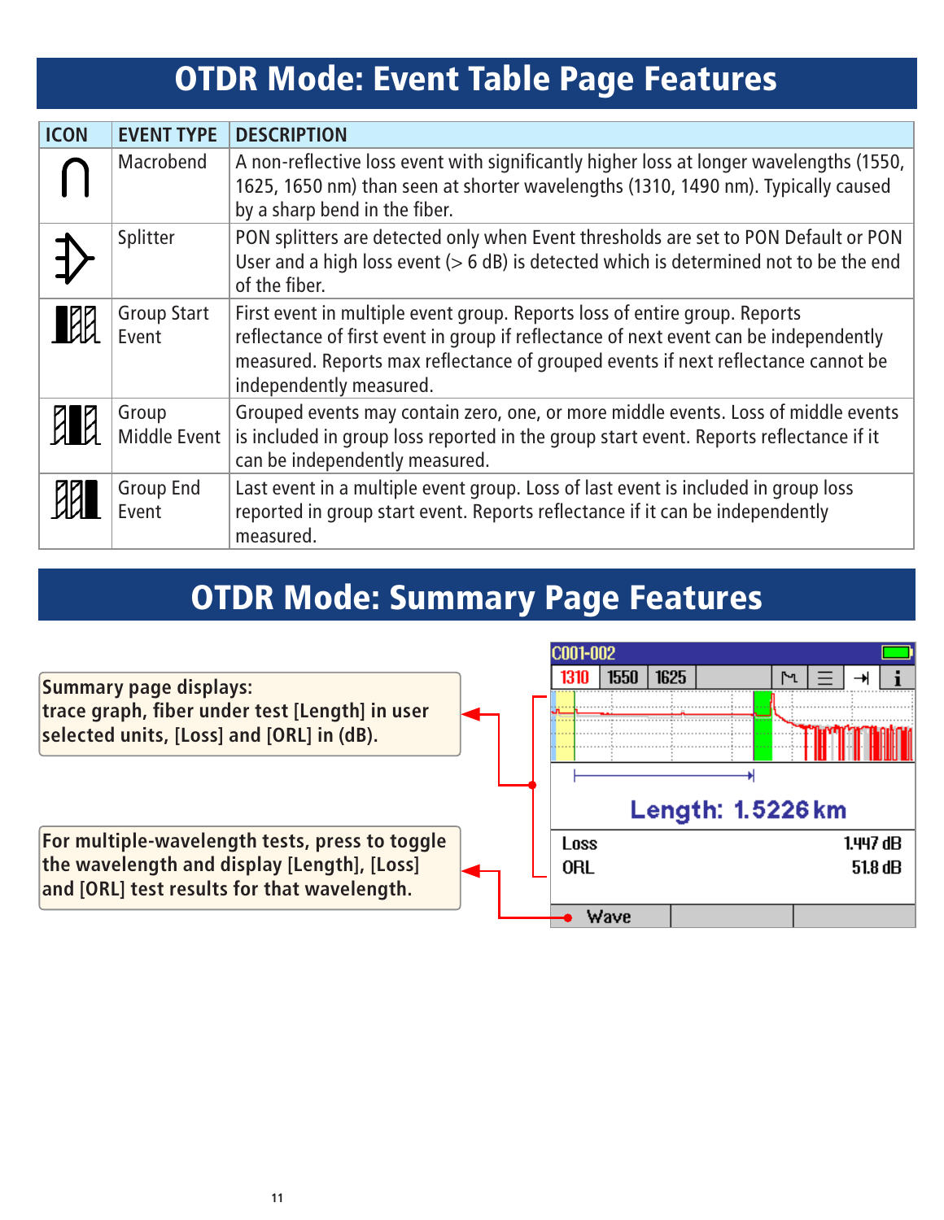# OTDR Mode: Event Table Page Features

| ICON | EVENT TYPE | DESCRIPTION |
|---|---|---|
| | Macrobend | A non-reflective loss event with significantly higher loss at longer wavelengths (1550, 1625, 1650 nm) than seen at shorter wavelengths (1310, 1490 nm). Typically caused by a sharp bend in the fiber. |
| | Splitter | PON splitters are detected only when Event thresholds are set to PON Default or PON User and a high loss event (> 6 dB) is detected which is determined not to be the end of the fiber. |
| | Group Start Event | First event in multiple event group. Reports loss of entire group. Reports reflectance of first event in group if reflectance of next event can be independently measured. Reports max reflectance of grouped events if next reflectance cannot be independently measured. |
| | Group Middle Event | Grouped events may contain zero, one, or more middle events. Loss of middle events is included in group loss reported in the group start event. Reports reflectance if it can be independently measured. |
| | Group End Event | Last event in a multiple event group. Loss of last event is included in group loss reported in group start event. Reports reflectance if it can be independently measured. |

# OTDR Mode: Summary Page Features

**Summary page displays: trace graph, fiber under test [Length] in user selected units, [Loss] and [ORL] in (dB).**

**For multiple-wavelength tests, press to toggle the wavelength and display [Length], [Loss] and [ORL] test results for that wavelength.**

C001-002

1310 | 1550 | 1625

Length: 1.5226 km

Loss 1.447 dB

ORL 51.8 dB

Wave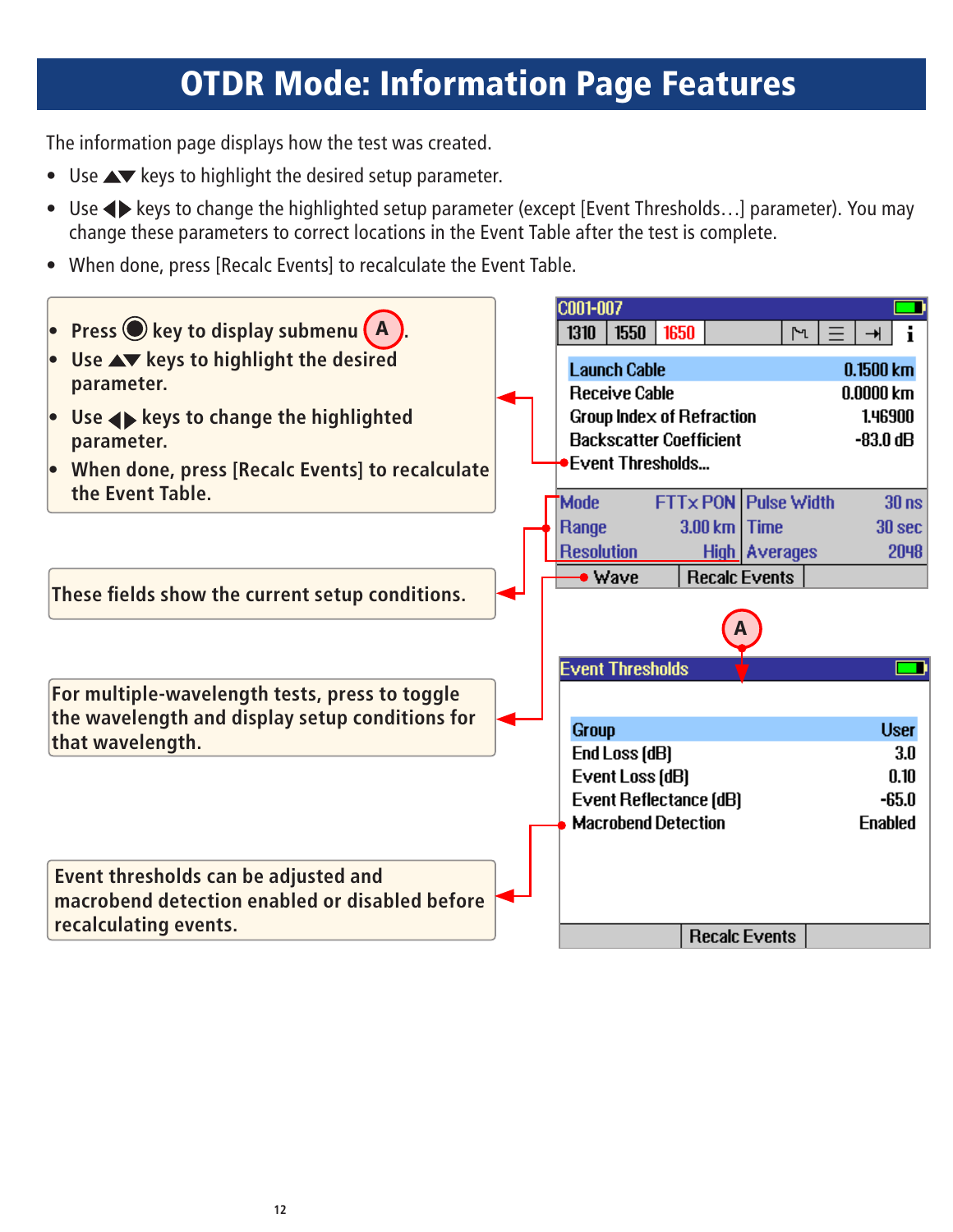# OTDR Mode: Information Page Features

The information page displays how the test was created.

- Use ▲▼ keys to highlight the desired setup parameter.
- Use ◀▶ keys to change the highlighted setup parameter (except [Event Thresholds…] parameter). You may change these parameters to correct locations in the Event Table after the test is complete.
- When done, press [Recalc Events] to recalculate the Event Table.

**Callouts:**

- Press ◉ key to display submenu (A).
- Use ▲▼ keys to highlight the desired parameter.
- Use ◀▶ keys to change the highlighted parameter.
- When done, press [Recalc Events] to recalculate the Event Table.

These fields show the current setup conditions.

For multiple-wavelength tests, press to toggle the wavelength and display setup conditions for that wavelength.

Event thresholds can be adjusted and macrobend detection enabled or disabled before recalculating events.

**Information screen (C001-007; tabs: 1310 | 1550 | 1650):**

| Parameter | Value |
| --- | --- |
| Launch Cable | 0.1500 km |
| Receive Cable | 0.0000 km |
| Group Index of Refraction | 1.46900 |
| Backscatter Coefficient | -83.0 dB |
| Event Thresholds... | |

| Mode | FTTx PON | Pulse Width | 30 ns |
| --- | --- | --- | --- |
| Range | 3.00 km | Time | 30 sec |
| Resolution | High | Averages | 2048 |

Soft keys: Wave | Recalc Events

**Event Thresholds screen (A):**

| Parameter | Value |
| --- | --- |
| Group | User |
| End Loss [dB] | 3.0 |
| Event Loss [dB] | 0.10 |
| Event Reflectance [dB] | -65.0 |
| Macrobend Detection | Enabled |

Soft key: Recalc Events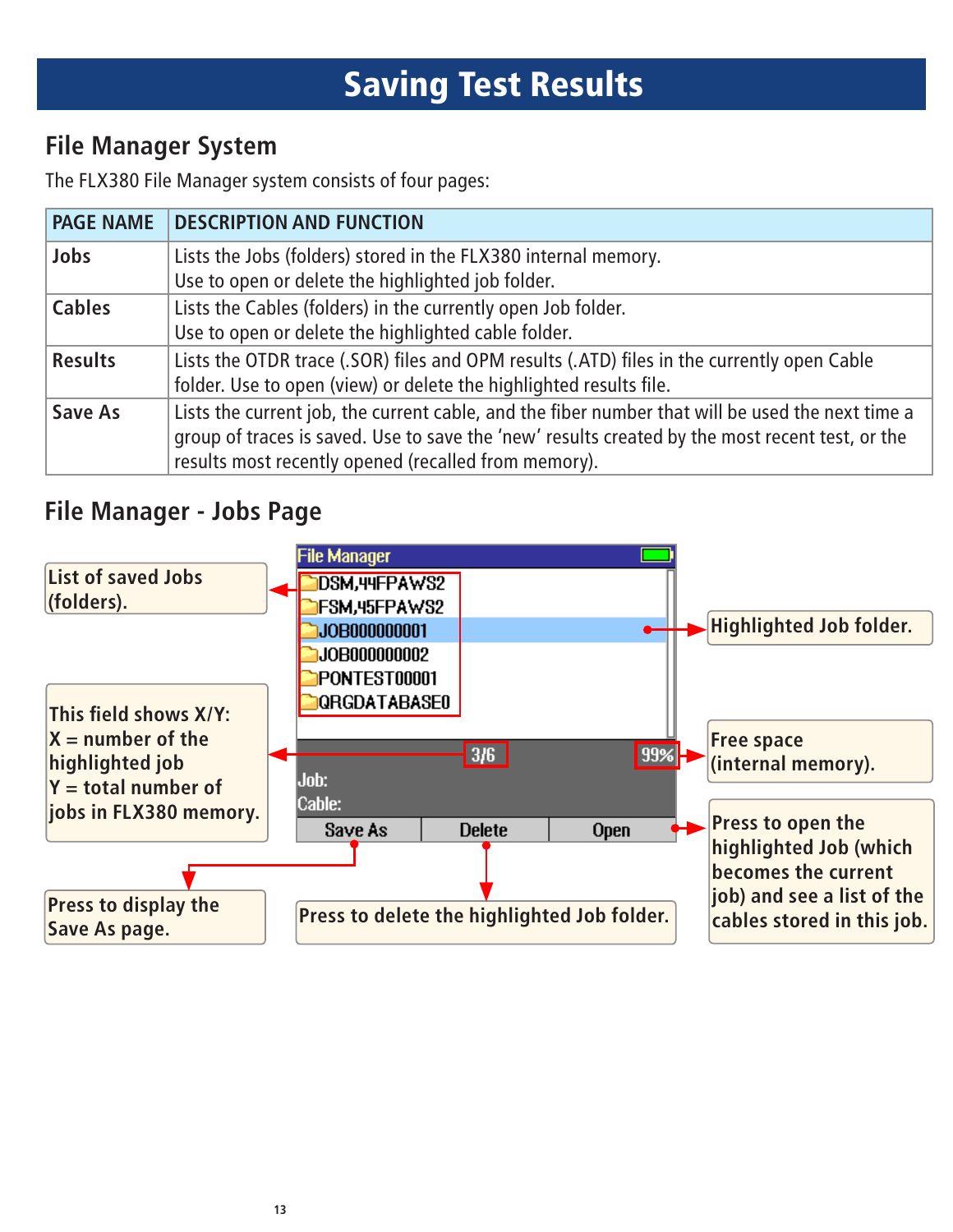# Saving Test Results

## File Manager System

The FLX380 File Manager system consists of four pages:

| PAGE NAME | DESCRIPTION AND FUNCTION |
|---|---|
| **Jobs** | Lists the Jobs (folders) stored in the FLX380 internal memory. Use to open or delete the highlighted job folder. |
| **Cables** | Lists the Cables (folders) in the currently open Job folder. Use to open or delete the highlighted cable folder. |
| **Results** | Lists the OTDR trace (.SOR) files and OPM results (.ATD) files in the currently open Cable folder. Use to open (view) or delete the highlighted results file. |
| **Save As** | Lists the current job, the current cable, and the fiber number that will be used the next time a group of traces is saved. Use to save the 'new' results created by the most recent test, or the results most recently opened (recalled from memory). |

## File Manager - Jobs Page

File Manager

- DSM,44FPAWS2
- FSM,45FPAWS2
- JOB000000001
- JOB000000002
- PONTEST00001
- QRGDATABASE0

3/6 99%

Job:
Cable:

Save As | Delete | Open

List of saved Jobs (folders).

Highlighted Job folder.

This field shows X/Y:
X = number of the highlighted job
Y = total number of jobs in FLX380 memory.

Free space (internal memory).

Press to open the highlighted Job (which becomes the current job) and see a list of the cables stored in this job.

Press to display the Save As page.

Press to delete the highlighted Job folder.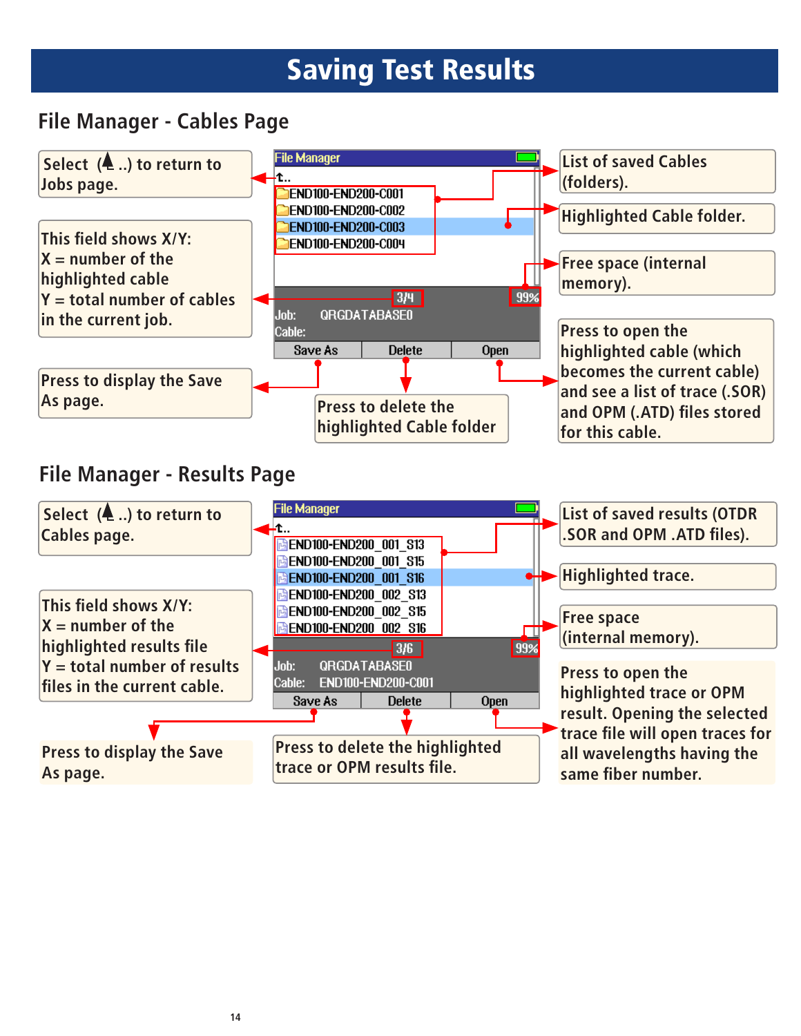# Saving Test Results

## File Manager - Cables Page

File Manager

↰..

END100-END200-C001
END100-END200-C002
END100-END200-C003
END100-END200-C004

3/4 99%

Job: QRGDATABASE0
Cable:

Save As | Delete | Open

Select (↰..) to return to Jobs page.

This field shows X/Y:
X = number of the highlighted cable
Y = total number of cables in the current job.

Press to display the Save As page.

Press to delete the highlighted Cable folder

List of saved Cables (folders).

Highlighted Cable folder.

Free space (internal memory).

Press to open the highlighted cable (which becomes the current cable) and see a list of trace (.SOR) and OPM (.ATD) files stored for this cable.

## File Manager - Results Page

File Manager

↰..

END100-END200_001_S13
END100-END200_001_S15
END100-END200_001_S16
END100-END200_002_S13
END100-END200_002_S15
END100-END200_002_S16

3/6 99%

Job: QRGDATABASE0
Cable: END100-END200-C001

Save As | Delete | Open

Select (↰..) to return to Cables page.

This field shows X/Y:
X = number of the highlighted results file
Y = total number of results files in the current cable.

Press to display the Save As page.

Press to delete the highlighted trace or OPM results file.

List of saved results (OTDR .SOR and OPM .ATD files).

Highlighted trace.

Free space (internal memory).

Press to open the highlighted trace or OPM result. Opening the selected trace file will open traces for all wavelengths having the same fiber number.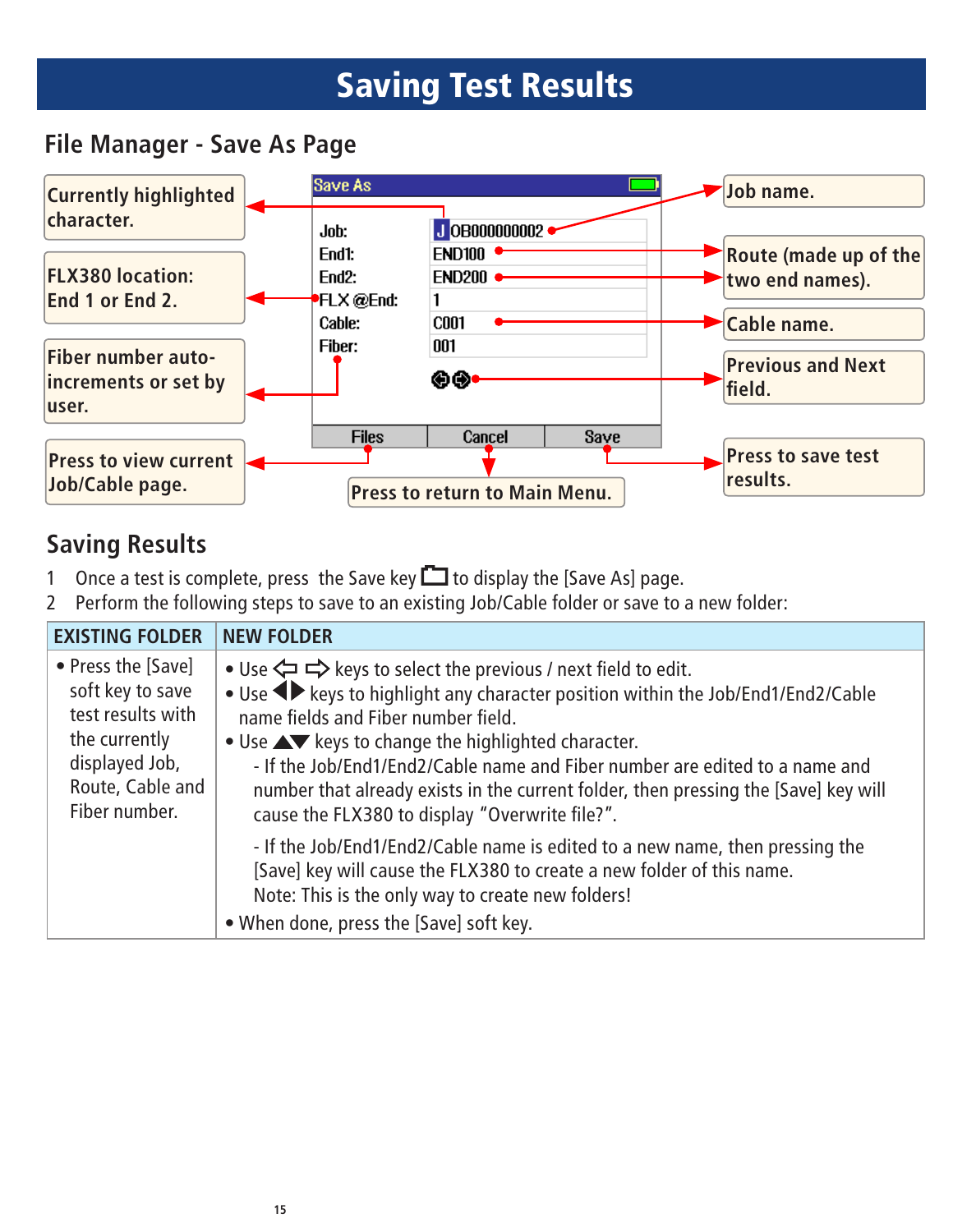# Saving Test Results

## File Manager - Save As Page

Save As

| | |
|---|---|
| Job: | JOB000000002 |
| End1: | END100 |
| End2: | END200 |
| FLX @End: | 1 |
| Cable: | C001 |
| Fiber: | 001 |

Files | Cancel | Save

- Currently highlighted character.
- FLX380 location: End 1 or End 2.
- Fiber number auto-increments or set by user.
- Press to view current Job/Cable page.
- Press to return to Main Menu.
- Job name.
- Route (made up of the two end names).
- Cable name.
- Previous and Next field.
- Press to save test results.

## Saving Results

1. Once a test is complete, press the Save key to display the [Save As] page.
2. Perform the following steps to save to an existing Job/Cable folder or save to a new folder:

| EXISTING FOLDER | NEW FOLDER |
|---|---|
| • Press the [Save] soft key to save test results with the currently displayed Job, Route, Cable and Fiber number. | • Use ⇦ ⇨ keys to select the previous / next field to edit.<br>• Use ◀▶ keys to highlight any character position within the Job/End1/End2/Cable name fields and Fiber number field.<br>• Use ▲▼ keys to change the highlighted character.<br>- If the Job/End1/End2/Cable name and Fiber number are edited to a name and number that already exists in the current folder, then pressing the [Save] key will cause the FLX380 to display “Overwrite file?”.<br>- If the Job/End1/End2/Cable name is edited to a new name, then pressing the [Save] key will cause the FLX380 to create a new folder of this name.<br>Note: This is the only way to create new folders!<br>• When done, press the [Save] soft key. |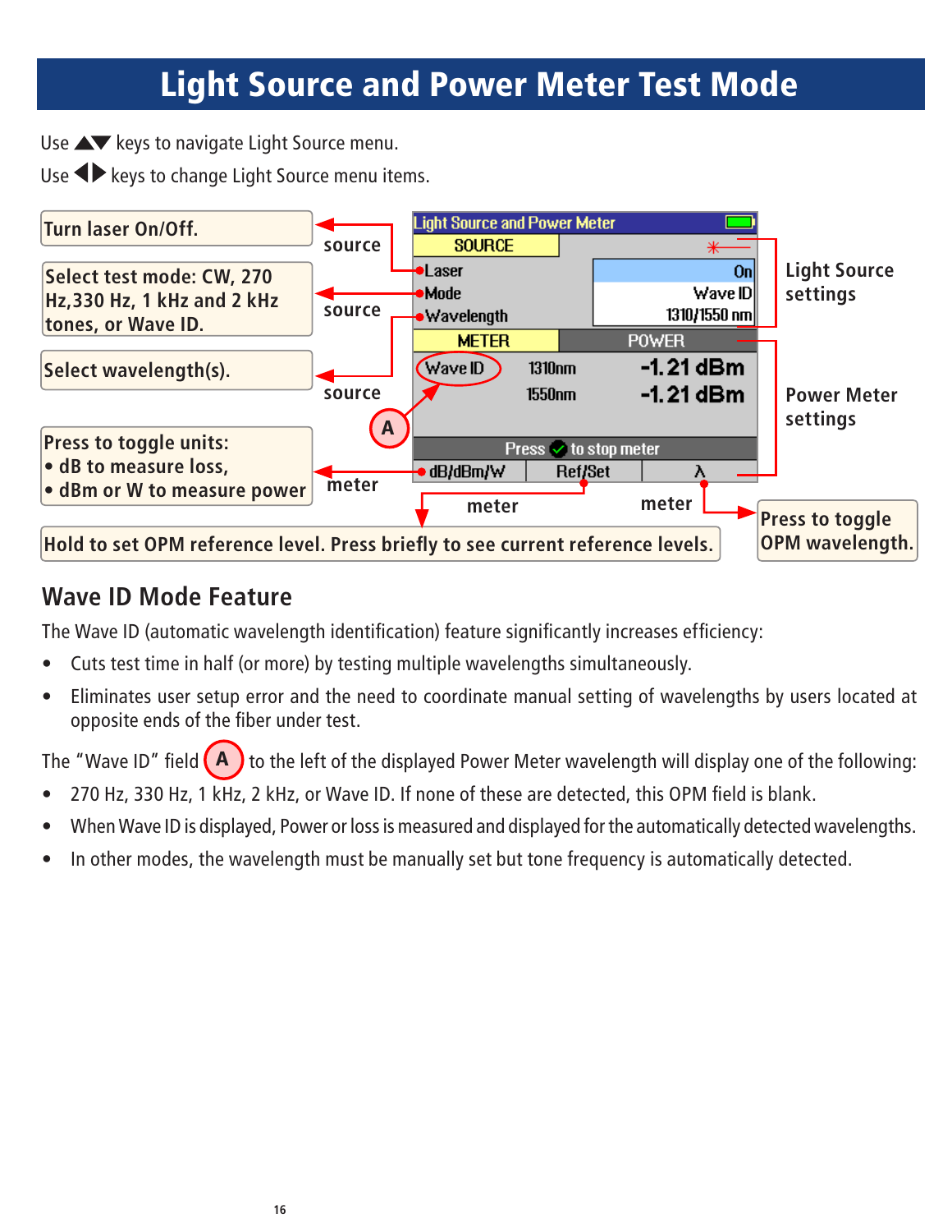# Light Source and Power Meter Test Mode

Use ▲▼ keys to navigate Light Source menu.

Use ◀▶ keys to change Light Source menu items.

Turn laser On/Off. — source

Select test mode: CW, 270 Hz, 330 Hz, 1 kHz and 2 kHz tones, or Wave ID. — source

Select wavelength(s). — source

Press to toggle units:
- dB to measure loss,
- dBm or W to measure power

— meter

Hold to set OPM reference level. Press briefly to see current reference levels. — meter

Press to toggle OPM wavelength. — meter

Light Source settings

Power Meter settings

Light Source and Power Meter

| SOURCE | |
|---|---|
| Laser | On |
| Mode | Wave ID |
| Wavelength | 1310/1550 nm |

| METER | | POWER |
|---|---|---|
| Wave ID (A) | 1310nm | -1.21 dBm |
| | 1550nm | -1.21 dBm |

Press ✓ to stop meter

| dB/dBm/W | Ref/Set | λ |
|---|---|---|

## Wave ID Mode Feature

The Wave ID (automatic wavelength identification) feature significantly increases efficiency:

- Cuts test time in half (or more) by testing multiple wavelengths simultaneously.
- Eliminates user setup error and the need to coordinate manual setting of wavelengths by users located at opposite ends of the fiber under test.

The "Wave ID" field (A) to the left of the displayed Power Meter wavelength will display one of the following:

- 270 Hz, 330 Hz, 1 kHz, 2 kHz, or Wave ID. If none of these are detected, this OPM field is blank.
- When Wave ID is displayed, Power or loss is measured and displayed for the automatically detected wavelengths.
- In other modes, the wavelength must be manually set but tone frequency is automatically detected.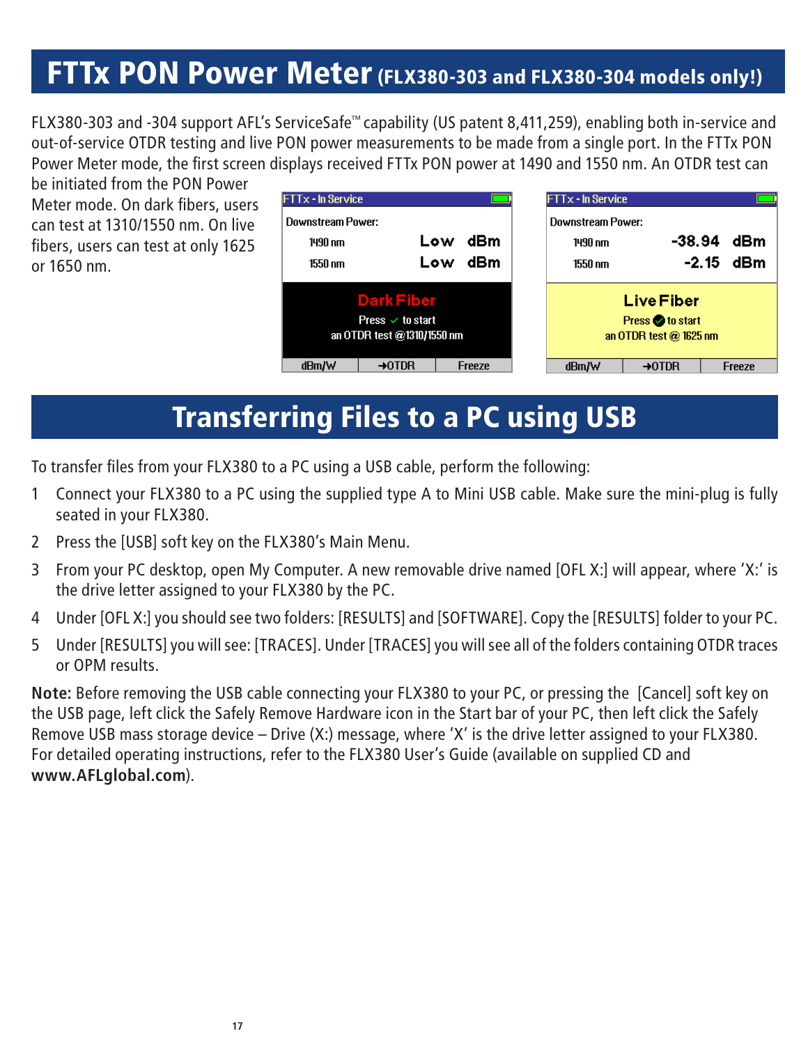# FTTx PON Power Meter (FLX380-303 and FLX380-304 models only!)

FLX380-303 and -304 support AFL's ServiceSafe™ capability (US patent 8,411,259), enabling both in-service and out-of-service OTDR testing and live PON power measurements to be made from a single port. In the FTTx PON Power Meter mode, the first screen displays received FTTx PON power at 1490 and 1550 nm. An OTDR test can be initiated from the PON Power Meter mode. On dark fibers, users can test at 1310/1550 nm. On live fibers, users can test at only 1625 or 1650 nm.

# Transferring Files to a PC using USB

To transfer files from your FLX380 to a PC using a USB cable, perform the following:

1. Connect your FLX380 to a PC using the supplied type A to Mini USB cable. Make sure the mini-plug is fully seated in your FLX380.
2. Press the [USB] soft key on the FLX380's Main Menu.
3. From your PC desktop, open My Computer. A new removable drive named [OFL X:] will appear, where 'X:' is the drive letter assigned to your FLX380 by the PC.
4. Under [OFL X:] you should see two folders: [RESULTS] and [SOFTWARE]. Copy the [RESULTS] folder to your PC.
5. Under [RESULTS] you will see: [TRACES]. Under [TRACES] you will see all of the folders containing OTDR traces or OPM results.

**Note:** Before removing the USB cable connecting your FLX380 to your PC, or pressing the [Cancel] soft key on the USB page, left click the Safely Remove Hardware icon in the Start bar of your PC, then left click the Safely Remove USB mass storage device – Drive (X:) message, where 'X' is the drive letter assigned to your FLX380. For detailed operating instructions, refer to the FLX380 User's Guide (available on supplied CD and **www.AFLglobal.com**).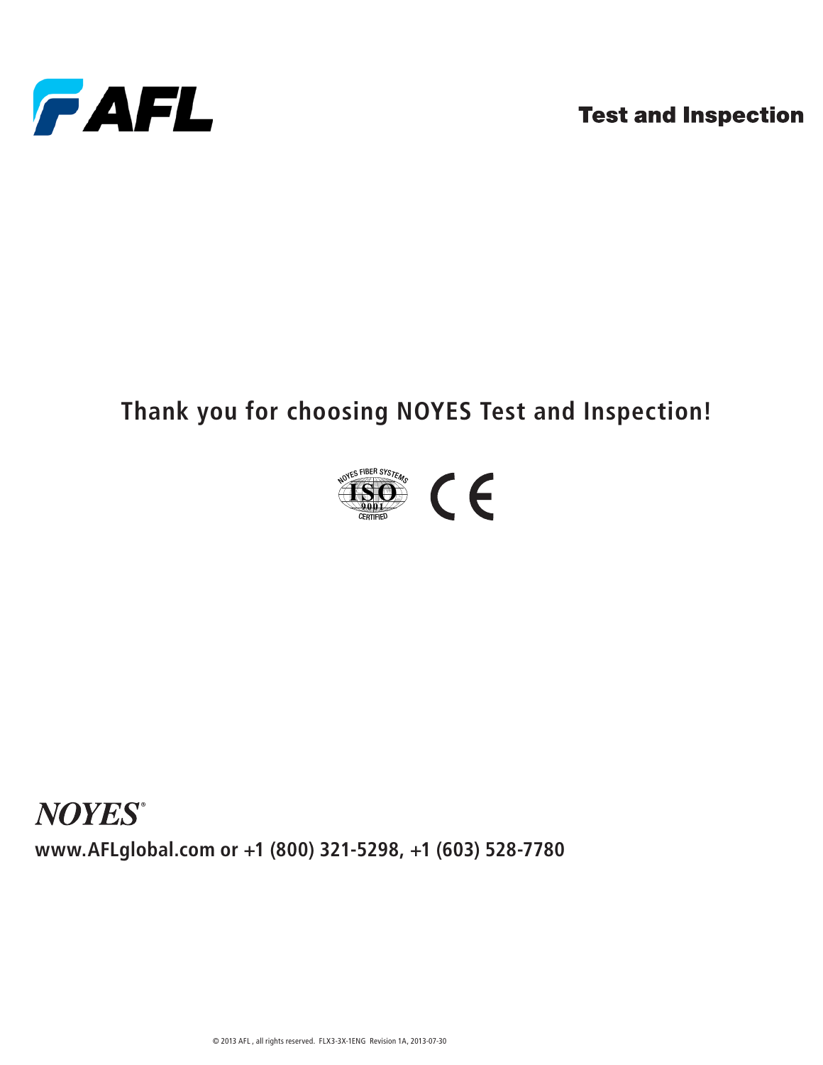AFL

Test and Inspection

## Thank you for choosing NOYES Test and Inspection!

NOYES FIBER SYSTEMS ISO 9001 CERTIFIED

CE

NOYES®

**www.AFLglobal.com or +1 (800) 321-5298, +1 (603) 528-7780**

© 2013 AFL , all rights reserved. FLX3-3X-1ENG Revision 1A, 2013-07-30